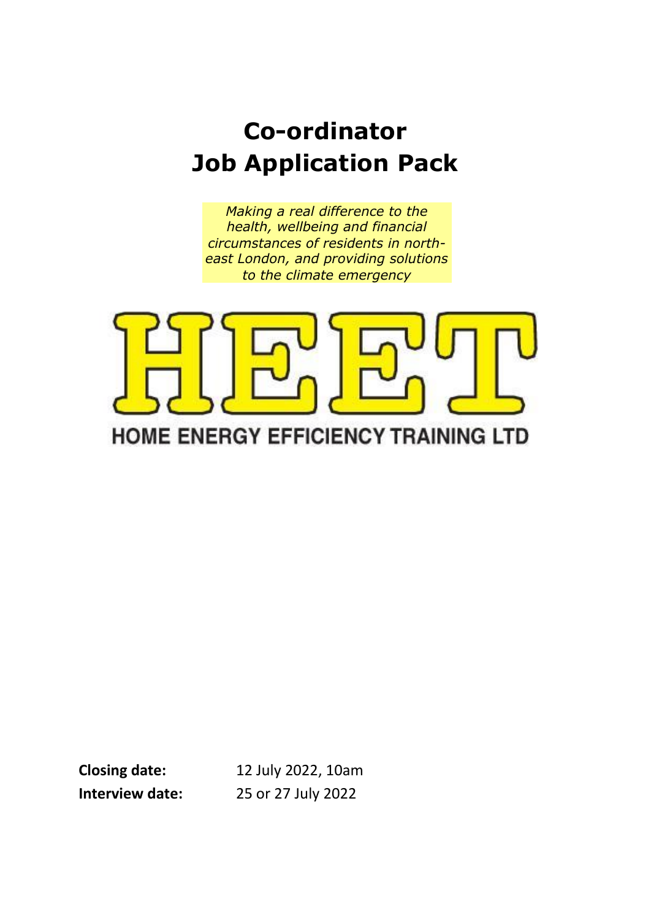# Co-ordinator
# Job Application Pack

*Making a real difference to the health, wellbeing and financial circumstances of residents in north-east London, and providing solutions to the climate emergency*

HEET

HOME ENERGY EFFICIENCY TRAINING LTD

**Closing date:** 12 July 2022, 10am

**Interview date:** 25 or 27 July 2022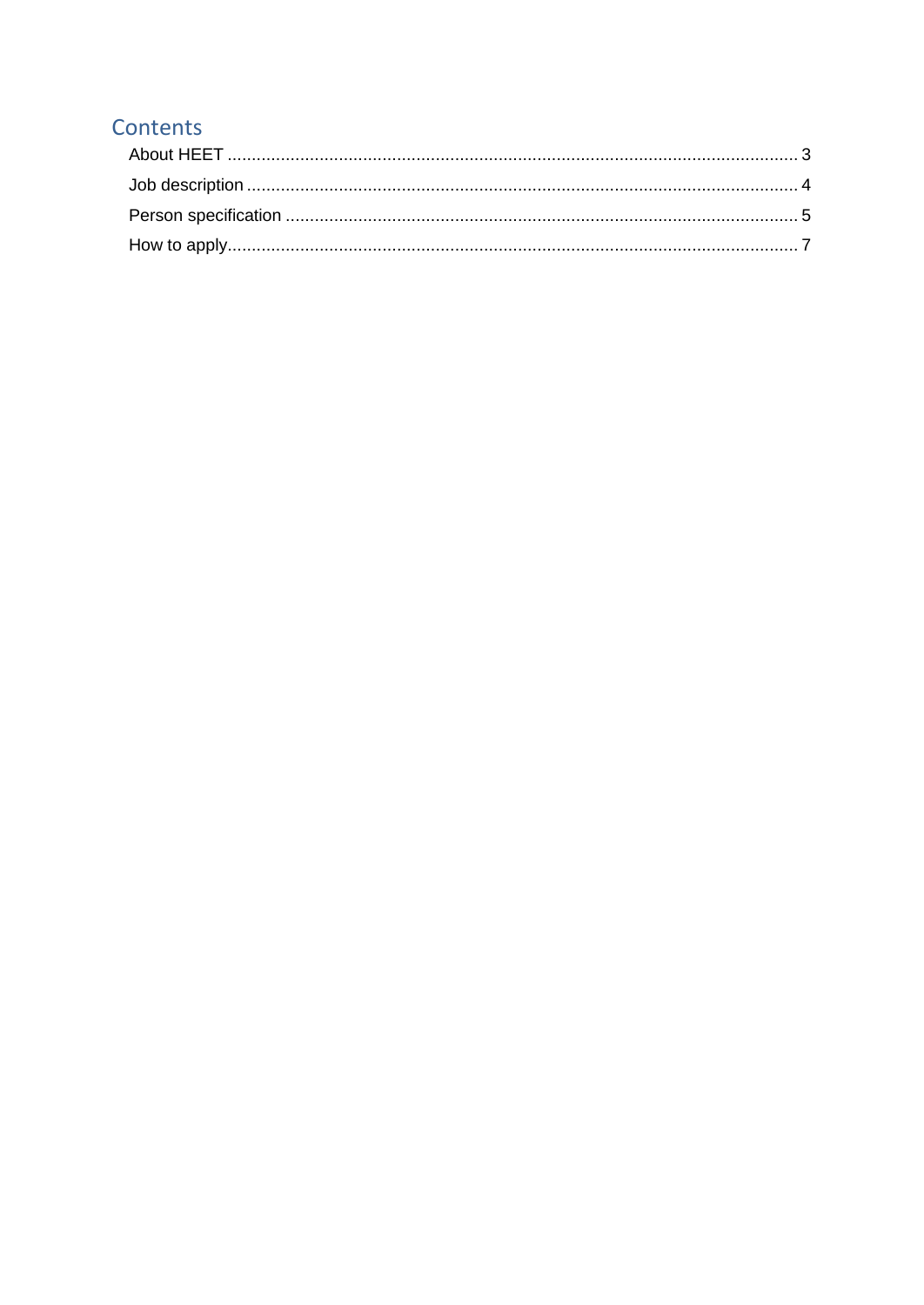# Contents

- About HEET .......... 3
- Job description .......... 4
- Person specification .......... 5
- How to apply .......... 7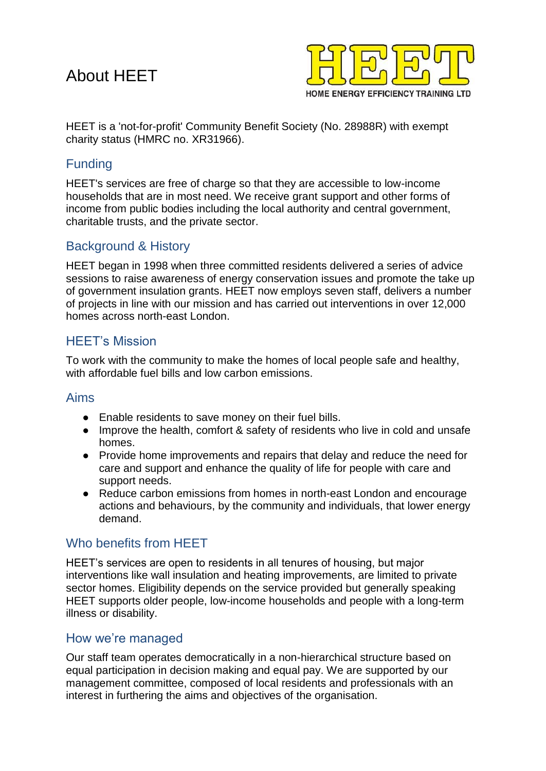# About HEET

HEET

HOME ENERGY EFFICIENCY TRAINING LTD

HEET is a 'not-for-profit' Community Benefit Society (No. 28988R) with exempt charity status (HMRC no. XR31966).

## Funding

HEET's services are free of charge so that they are accessible to low-income households that are in most need. We receive grant support and other forms of income from public bodies including the local authority and central government, charitable trusts, and the private sector.

## Background & History

HEET began in 1998 when three committed residents delivered a series of advice sessions to raise awareness of energy conservation issues and promote the take up of government insulation grants. HEET now employs seven staff, delivers a number of projects in line with our mission and has carried out interventions in over 12,000 homes across north-east London.

## HEET's Mission

To work with the community to make the homes of local people safe and healthy, with affordable fuel bills and low carbon emissions.

## Aims

- Enable residents to save money on their fuel bills.
- Improve the health, comfort & safety of residents who live in cold and unsafe homes.
- Provide home improvements and repairs that delay and reduce the need for care and support and enhance the quality of life for people with care and support needs.
- Reduce carbon emissions from homes in north-east London and encourage actions and behaviours, by the community and individuals, that lower energy demand.

## Who benefits from HEET

HEET's services are open to residents in all tenures of housing, but major interventions like wall insulation and heating improvements, are limited to private sector homes. Eligibility depends on the service provided but generally speaking HEET supports older people, low-income households and people with a long-term illness or disability.

## How we're managed

Our staff team operates democratically in a non-hierarchical structure based on equal participation in decision making and equal pay. We are supported by our management committee, composed of local residents and professionals with an interest in furthering the aims and objectives of the organisation.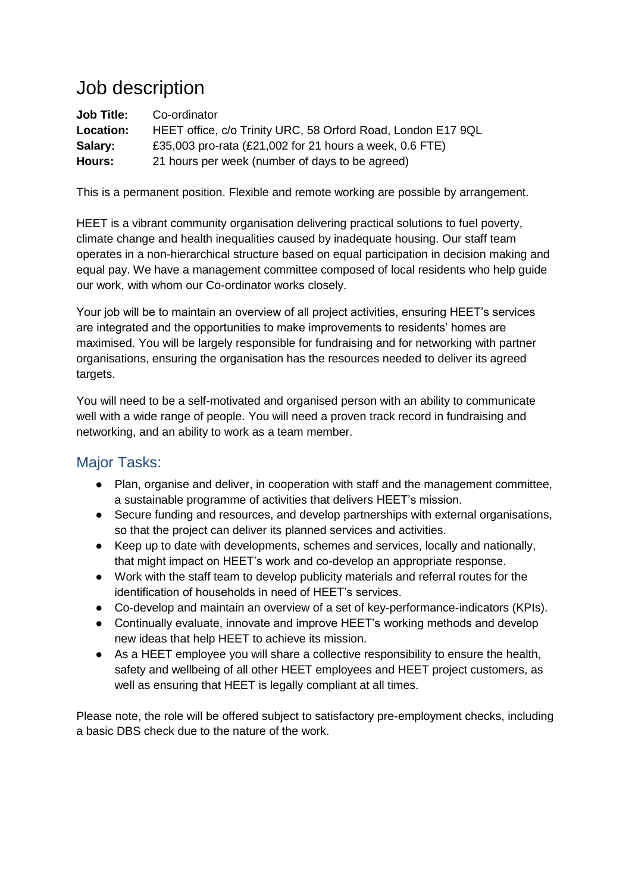# Job description

**Job Title:** Co-ordinator
**Location:** HEET office, c/o Trinity URC, 58 Orford Road, London E17 9QL
**Salary:** £35,003 pro-rata (£21,002 for 21 hours a week, 0.6 FTE)
**Hours:** 21 hours per week (number of days to be agreed)

This is a permanent position. Flexible and remote working are possible by arrangement.

HEET is a vibrant community organisation delivering practical solutions to fuel poverty, climate change and health inequalities caused by inadequate housing. Our staff team operates in a non-hierarchical structure based on equal participation in decision making and equal pay. We have a management committee composed of local residents who help guide our work, with whom our Co-ordinator works closely.

Your job will be to maintain an overview of all project activities, ensuring HEET's services are integrated and the opportunities to make improvements to residents' homes are maximised. You will be largely responsible for fundraising and for networking with partner organisations, ensuring the organisation has the resources needed to deliver its agreed targets.

You will need to be a self-motivated and organised person with an ability to communicate well with a wide range of people. You will need a proven track record in fundraising and networking, and an ability to work as a team member.

## Major Tasks:

- Plan, organise and deliver, in cooperation with staff and the management committee, a sustainable programme of activities that delivers HEET's mission.
- Secure funding and resources, and develop partnerships with external organisations, so that the project can deliver its planned services and activities.
- Keep up to date with developments, schemes and services, locally and nationally, that might impact on HEET's work and co-develop an appropriate response.
- Work with the staff team to develop publicity materials and referral routes for the identification of households in need of HEET's services.
- Co-develop and maintain an overview of a set of key-performance-indicators (KPIs).
- Continually evaluate, innovate and improve HEET's working methods and develop new ideas that help HEET to achieve its mission.
- As a HEET employee you will share a collective responsibility to ensure the health, safety and wellbeing of all other HEET employees and HEET project customers, as well as ensuring that HEET is legally compliant at all times.

Please note, the role will be offered subject to satisfactory pre-employment checks, including a basic DBS check due to the nature of the work.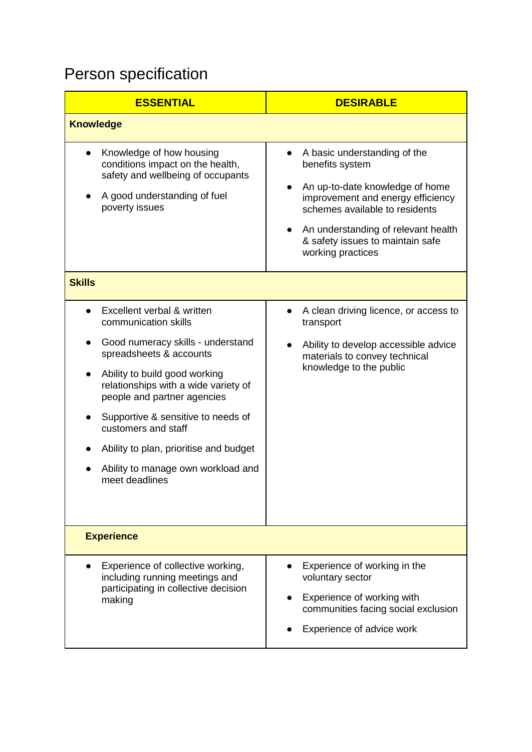# Person specification

| ESSENTIAL | DESIRABLE |
|---|---|
| **Knowledge** | |
| • Knowledge of how housing conditions impact on the health, safety and wellbeing of occupants<br>• A good understanding of fuel poverty issues | • A basic understanding of the benefits system<br>• An up-to-date knowledge of home improvement and energy efficiency schemes available to residents<br>• An understanding of relevant health & safety issues to maintain safe working practices |
| **Skills** | |
| • Excellent verbal & written communication skills<br>• Good numeracy skills - understand spreadsheets & accounts<br>• Ability to build good working relationships with a wide variety of people and partner agencies<br>• Supportive & sensitive to needs of customers and staff<br>• Ability to plan, prioritise and budget<br>• Ability to manage own workload and meet deadlines | • A clean driving licence, or access to transport<br>• Ability to develop accessible advice materials to convey technical knowledge to the public |
| **Experience** | |
| • Experience of collective working, including running meetings and participating in collective decision making | • Experience of working in the voluntary sector<br>• Experience of working with communities facing social exclusion<br>• Experience of advice work |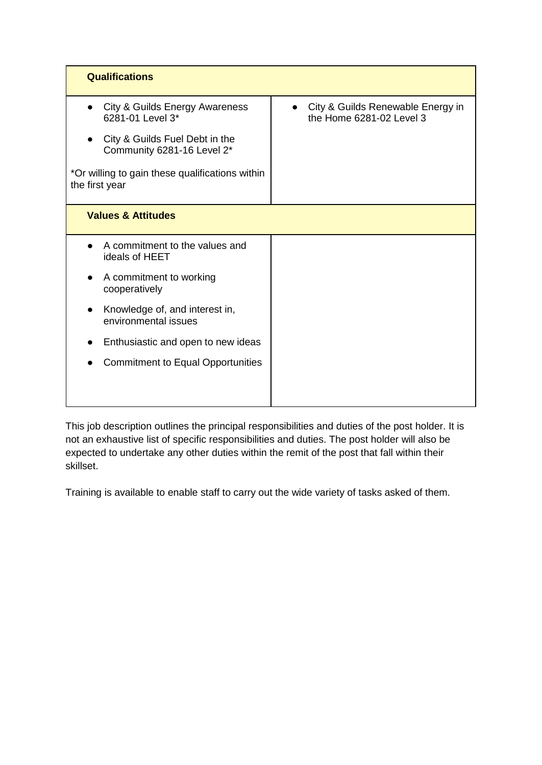| Qualifications | |
|---|---|
| • City & Guilds Energy Awareness 6281-01 Level 3*<br>• City & Guilds Fuel Debt in the Community 6281-16 Level 2*<br><br>*Or willing to gain these qualifications within the first year | • City & Guilds Renewable Energy in the Home 6281-02 Level 3 |
| **Values & Attitudes** | |
| • A commitment to the values and ideals of HEET<br>• A commitment to working cooperatively<br>• Knowledge of, and interest in, environmental issues<br>• Enthusiastic and open to new ideas<br>• Commitment to Equal Opportunities | |

This job description outlines the principal responsibilities and duties of the post holder. It is not an exhaustive list of specific responsibilities and duties. The post holder will also be expected to undertake any other duties within the remit of the post that fall within their skillset.

Training is available to enable staff to carry out the wide variety of tasks asked of them.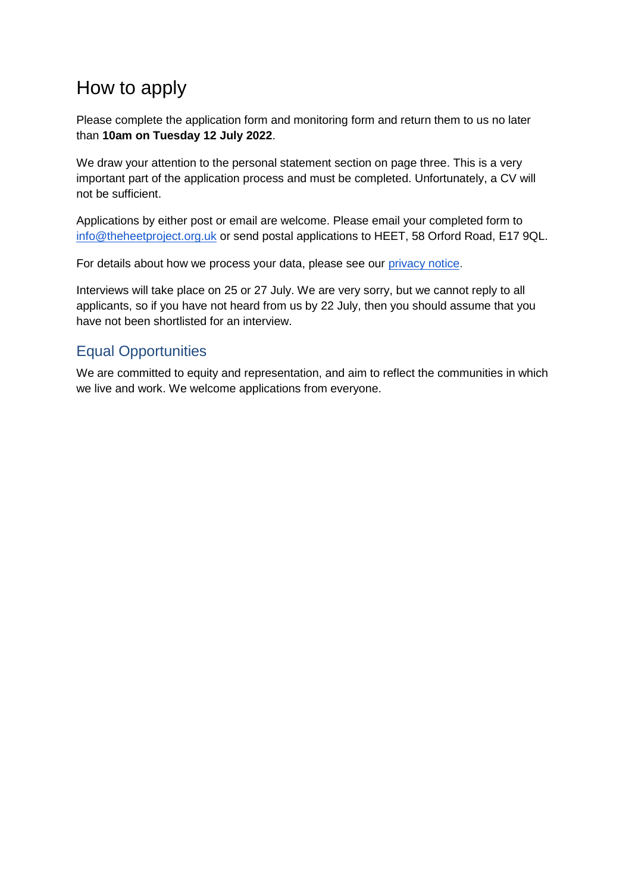# How to apply

Please complete the application form and monitoring form and return them to us no later than **10am on Tuesday 12 July 2022**.

We draw your attention to the personal statement section on page three. This is a very important part of the application process and must be completed. Unfortunately, a CV will not be sufficient.

Applications by either post or email are welcome. Please email your completed form to [info@theheetproject.org.uk](mailto:info@theheetproject.org.uk) or send postal applications to HEET, 58 Orford Road, E17 9QL.

For details about how we process your data, please see our privacy notice.

Interviews will take place on 25 or 27 July. We are very sorry, but we cannot reply to all applicants, so if you have not heard from us by 22 July, then you should assume that you have not been shortlisted for an interview.

## Equal Opportunities

We are committed to equity and representation, and aim to reflect the communities in which we live and work. We welcome applications from everyone.